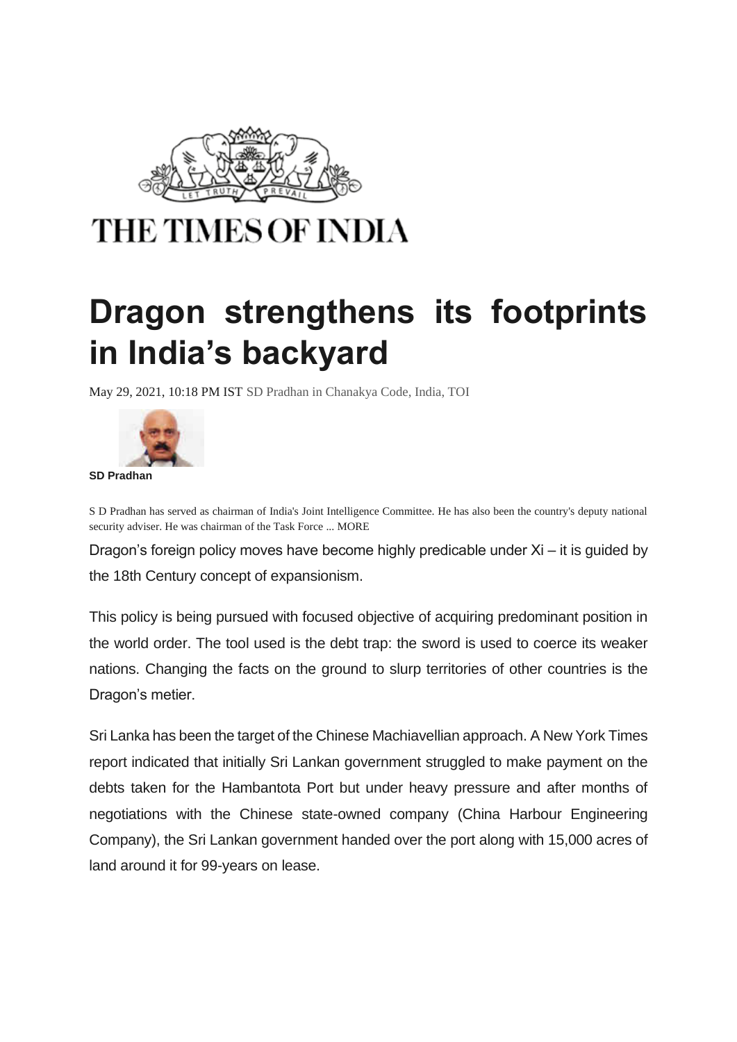THE TIMES OF INDIA

# Dragon strengthens its footprints in India's backyard

May 29, 2021, 10:18 PM IST SD Pradhan in Chanakya Code, India, TOI

**SD Pradhan**

S D Pradhan has served as chairman of India's Joint Intelligence Committee. He has also been the country's deputy national security adviser. He was chairman of the Task Force ... MORE

Dragon's foreign policy moves have become highly predicable under Xi – it is guided by the 18th Century concept of expansionism.

This policy is being pursued with focused objective of acquiring predominant position in the world order. The tool used is the debt trap: the sword is used to coerce its weaker nations. Changing the facts on the ground to slurp territories of other countries is the Dragon's metier.

Sri Lanka has been the target of the Chinese Machiavellian approach. A New York Times report indicated that initially Sri Lankan government struggled to make payment on the debts taken for the Hambantota Port but under heavy pressure and after months of negotiations with the Chinese state-owned company (China Harbour Engineering Company), the Sri Lankan government handed over the port along with 15,000 acres of land around it for 99-years on lease.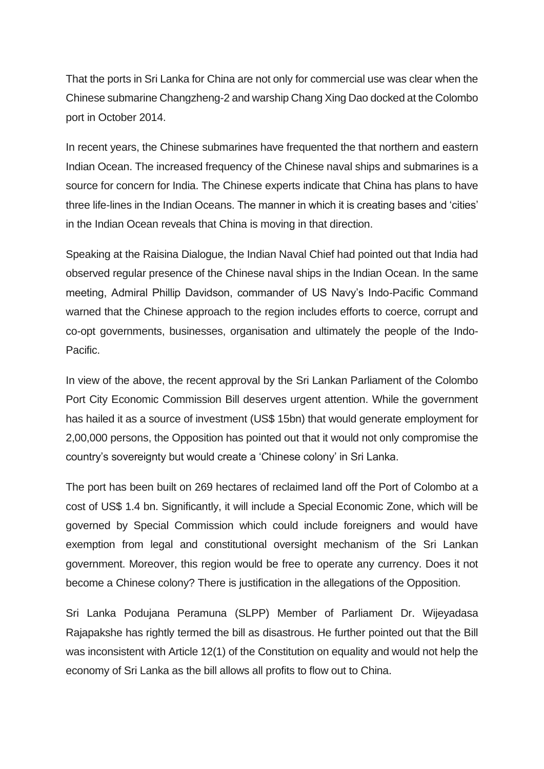That the ports in Sri Lanka for China are not only for commercial use was clear when the Chinese submarine Changzheng-2 and warship Chang Xing Dao docked at the Colombo port in October 2014.

In recent years, the Chinese submarines have frequented the that northern and eastern Indian Ocean. The increased frequency of the Chinese naval ships and submarines is a source for concern for India. The Chinese experts indicate that China has plans to have three life-lines in the Indian Oceans. The manner in which it is creating bases and 'cities' in the Indian Ocean reveals that China is moving in that direction.

Speaking at the Raisina Dialogue, the Indian Naval Chief had pointed out that India had observed regular presence of the Chinese naval ships in the Indian Ocean. In the same meeting, Admiral Phillip Davidson, commander of US Navy's Indo-Pacific Command warned that the Chinese approach to the region includes efforts to coerce, corrupt and co-opt governments, businesses, organisation and ultimately the people of the Indo-Pacific.

In view of the above, the recent approval by the Sri Lankan Parliament of the Colombo Port City Economic Commission Bill deserves urgent attention. While the government has hailed it as a source of investment (US$ 15bn) that would generate employment for 2,00,000 persons, the Opposition has pointed out that it would not only compromise the country's sovereignty but would create a 'Chinese colony' in Sri Lanka.

The port has been built on 269 hectares of reclaimed land off the Port of Colombo at a cost of US$ 1.4 bn. Significantly, it will include a Special Economic Zone, which will be governed by Special Commission which could include foreigners and would have exemption from legal and constitutional oversight mechanism of the Sri Lankan government. Moreover, this region would be free to operate any currency. Does it not become a Chinese colony? There is justification in the allegations of the Opposition.

Sri Lanka Podujana Peramuna (SLPP) Member of Parliament Dr. Wijeyadasa Rajapakshe has rightly termed the bill as disastrous. He further pointed out that the Bill was inconsistent with Article 12(1) of the Constitution on equality and would not help the economy of Sri Lanka as the bill allows all profits to flow out to China.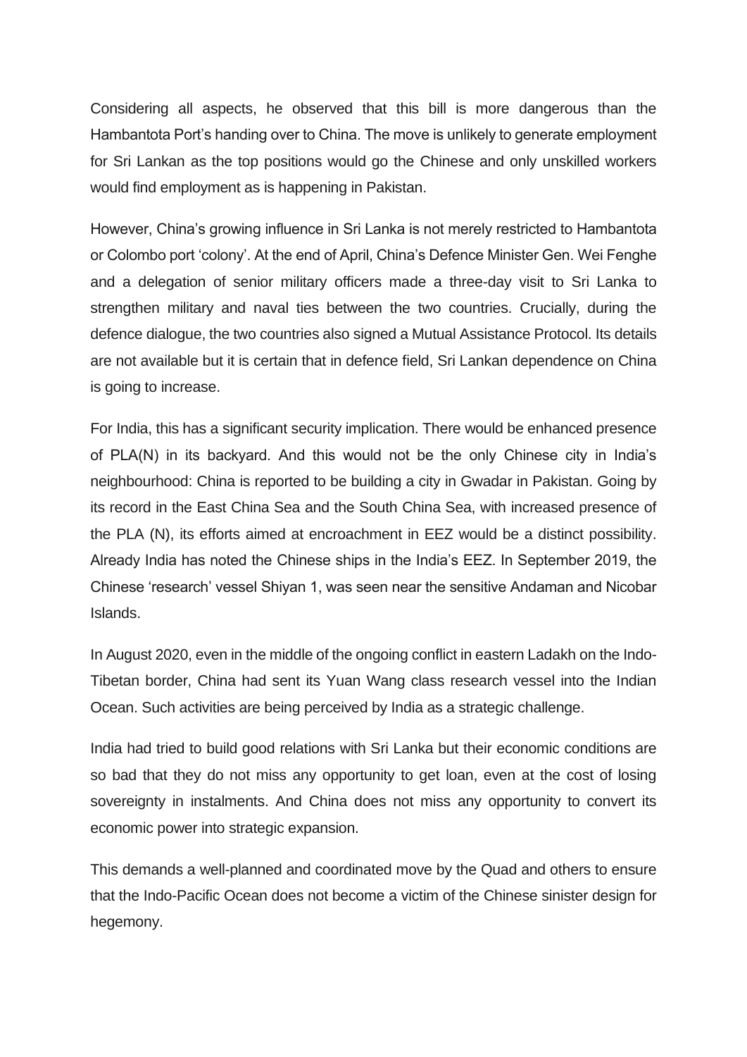Considering all aspects, he observed that this bill is more dangerous than the Hambantota Port's handing over to China. The move is unlikely to generate employment for Sri Lankan as the top positions would go the Chinese and only unskilled workers would find employment as is happening in Pakistan.

However, China's growing influence in Sri Lanka is not merely restricted to Hambantota or Colombo port 'colony'. At the end of April, China's Defence Minister Gen. Wei Fenghe and a delegation of senior military officers made a three-day visit to Sri Lanka to strengthen military and naval ties between the two countries. Crucially, during the defence dialogue, the two countries also signed a Mutual Assistance Protocol. Its details are not available but it is certain that in defence field, Sri Lankan dependence on China is going to increase.

For India, this has a significant security implication. There would be enhanced presence of PLA(N) in its backyard. And this would not be the only Chinese city in India's neighbourhood: China is reported to be building a city in Gwadar in Pakistan. Going by its record in the East China Sea and the South China Sea, with increased presence of the PLA (N), its efforts aimed at encroachment in EEZ would be a distinct possibility. Already India has noted the Chinese ships in the India's EEZ. In September 2019, the Chinese 'research' vessel Shiyan 1, was seen near the sensitive Andaman and Nicobar Islands.

In August 2020, even in the middle of the ongoing conflict in eastern Ladakh on the Indo-Tibetan border, China had sent its Yuan Wang class research vessel into the Indian Ocean. Such activities are being perceived by India as a strategic challenge.

India had tried to build good relations with Sri Lanka but their economic conditions are so bad that they do not miss any opportunity to get loan, even at the cost of losing sovereignty in instalments. And China does not miss any opportunity to convert its economic power into strategic expansion.

This demands a well-planned and coordinated move by the Quad and others to ensure that the Indo-Pacific Ocean does not become a victim of the Chinese sinister design for hegemony.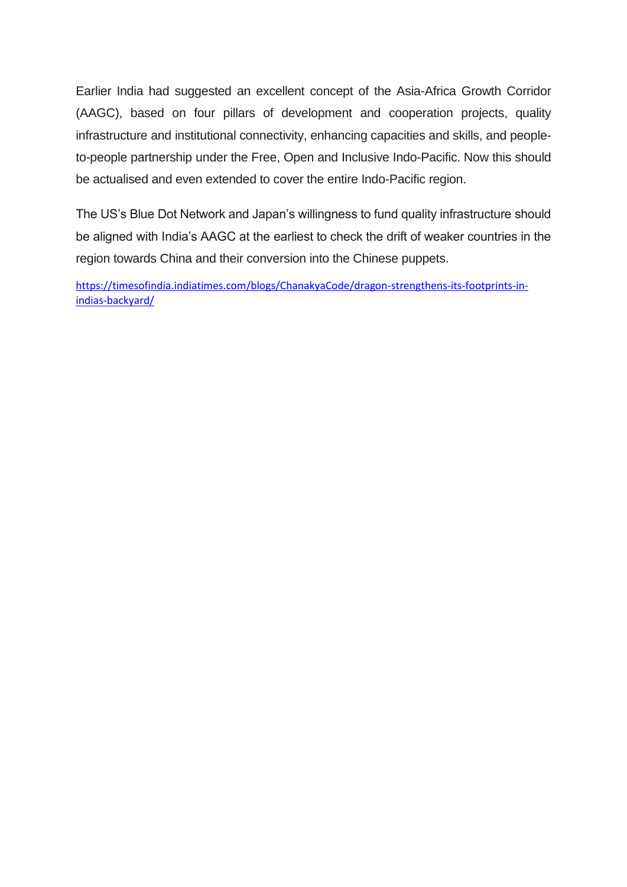Earlier India had suggested an excellent concept of the Asia-Africa Growth Corridor (AAGC), based on four pillars of development and cooperation projects, quality infrastructure and institutional connectivity, enhancing capacities and skills, and people-to-people partnership under the Free, Open and Inclusive Indo-Pacific. Now this should be actualised and even extended to cover the entire Indo-Pacific region.

The US's Blue Dot Network and Japan's willingness to fund quality infrastructure should be aligned with India's AAGC at the earliest to check the drift of weaker countries in the region towards China and their conversion into the Chinese puppets.

[https://timesofindia.indiatimes.com/blogs/ChanakyaCode/dragon-strengthens-its-footprints-in-indias-backyard/](https://timesofindia.indiatimes.com/blogs/ChanakyaCode/dragon-strengthens-its-footprints-in-indias-backyard/)